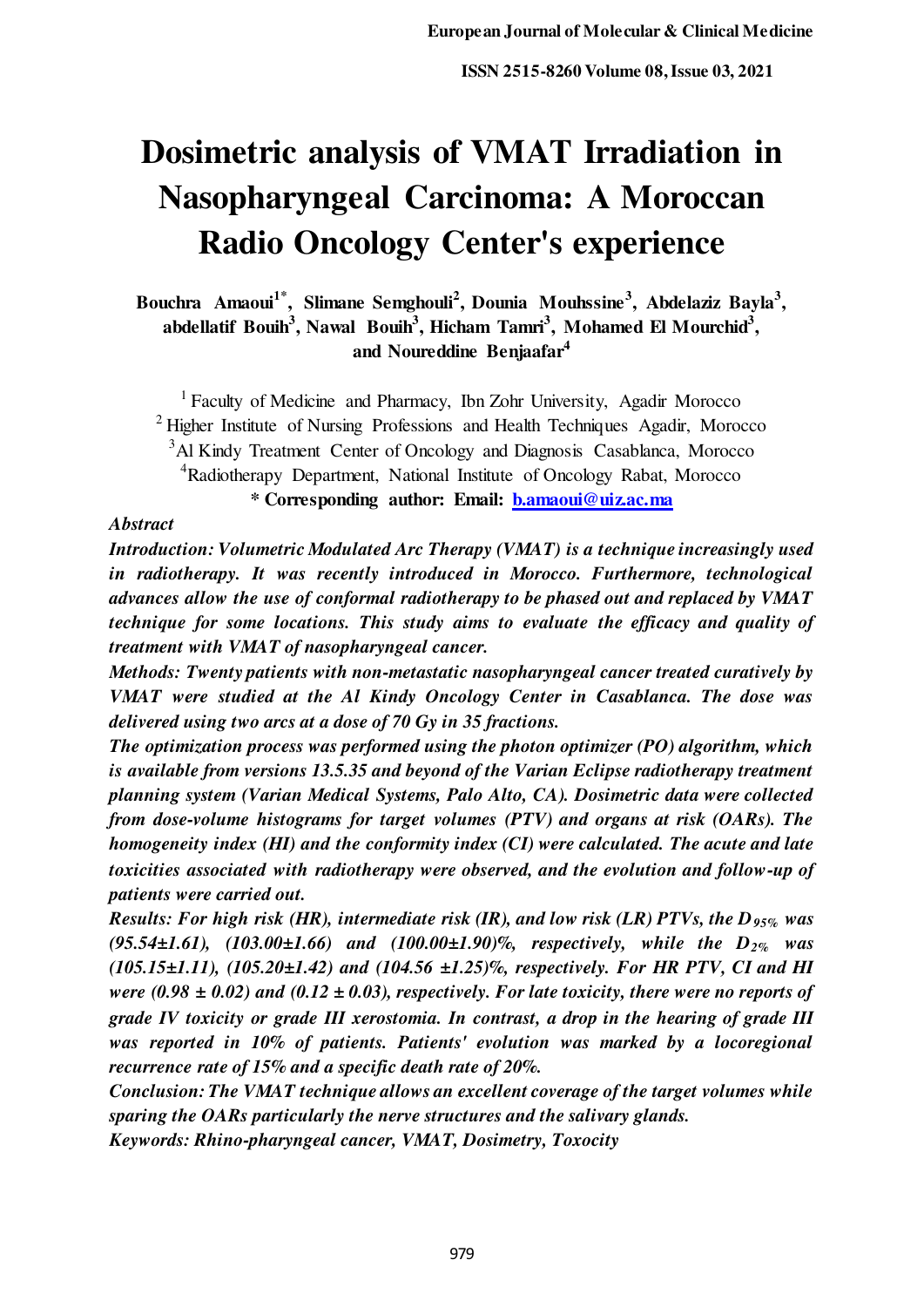# Dosimetric analysis of VMAT Irradiation in Nasopharyngeal Carcinoma: A Moroccan Radio Oncology Center's experience

**Bouchra Amaoui[1*], Slimane Semghouli[2], Dounia Mouhssine[3], Abdelaziz Bayla[3], abdellatif Bouih[3], Nawal Bouih[3], Hicham Tamri[3], Mohamed El Mourchid[3], and Noureddine Benjaafar[4]**

[1] Faculty of Medicine and Pharmacy, Ibn Zohr University, Agadir Morocco
[2] Higher Institute of Nursing Professions and Health Techniques Agadir, Morocco
[3] Al Kindy Treatment Center of Oncology and Diagnosis Casablanca, Morocco
[4] Radiotherapy Department, National Institute of Oncology Rabat, Morocco

**\* Corresponding author: Email: b.amaoui@uiz.ac.ma**

*Abstract*

***Introduction: Volumetric Modulated Arc Therapy (VMAT) is a technique increasingly used in radiotherapy. It was recently introduced in Morocco. Furthermore, technological advances allow the use of conformal radiotherapy to be phased out and replaced by VMAT technique for some locations. This study aims to evaluate the efficacy and quality of treatment with VMAT of nasopharyngeal cancer.***

***Methods: Twenty patients with non-metastatic nasopharyngeal cancer treated curatively by VMAT were studied at the Al Kindy Oncology Center in Casablanca. The dose was delivered using two arcs at a dose of 70 Gy in 35 fractions.***

***The optimization process was performed using the photon optimizer (PO) algorithm, which is available from versions 13.5.35 and beyond of the Varian Eclipse radiotherapy treatment planning system (Varian Medical Systems, Palo Alto, CA). Dosimetric data were collected from dose-volume histograms for target volumes (PTV) and organs at risk (OARs). The homogeneity index (HI) and the conformity index (CI) were calculated. The acute and late toxicities associated with radiotherapy were observed, and the evolution and follow-up of patients were carried out.***

***Results: For high risk (HR), intermediate risk (IR), and low risk (LR) PTVs, the $D_{95\%}$ was (95.54±1.61), (103.00±1.66) and (100.00±1.90)%, respectively, while the $D_{2\%}$ was (105.15±1.11), (105.20±1.42) and (104.56 ±1.25)%, respectively. For HR PTV, CI and HI were (0.98 ± 0.02) and (0.12 ± 0.03), respectively. For late toxicity, there were no reports of grade IV toxicity or grade III xerostomia. In contrast, a drop in the hearing of grade III was reported in 10% of patients. Patients' evolution was marked by a locoregional recurrence rate of 15% and a specific death rate of 20%.***

***Conclusion: The VMAT technique allows an excellent coverage of the target volumes while sparing the OARs particularly the nerve structures and the salivary glands.***

***Keywords: Rhino-pharyngeal cancer, VMAT, Dosimetry, Toxocity***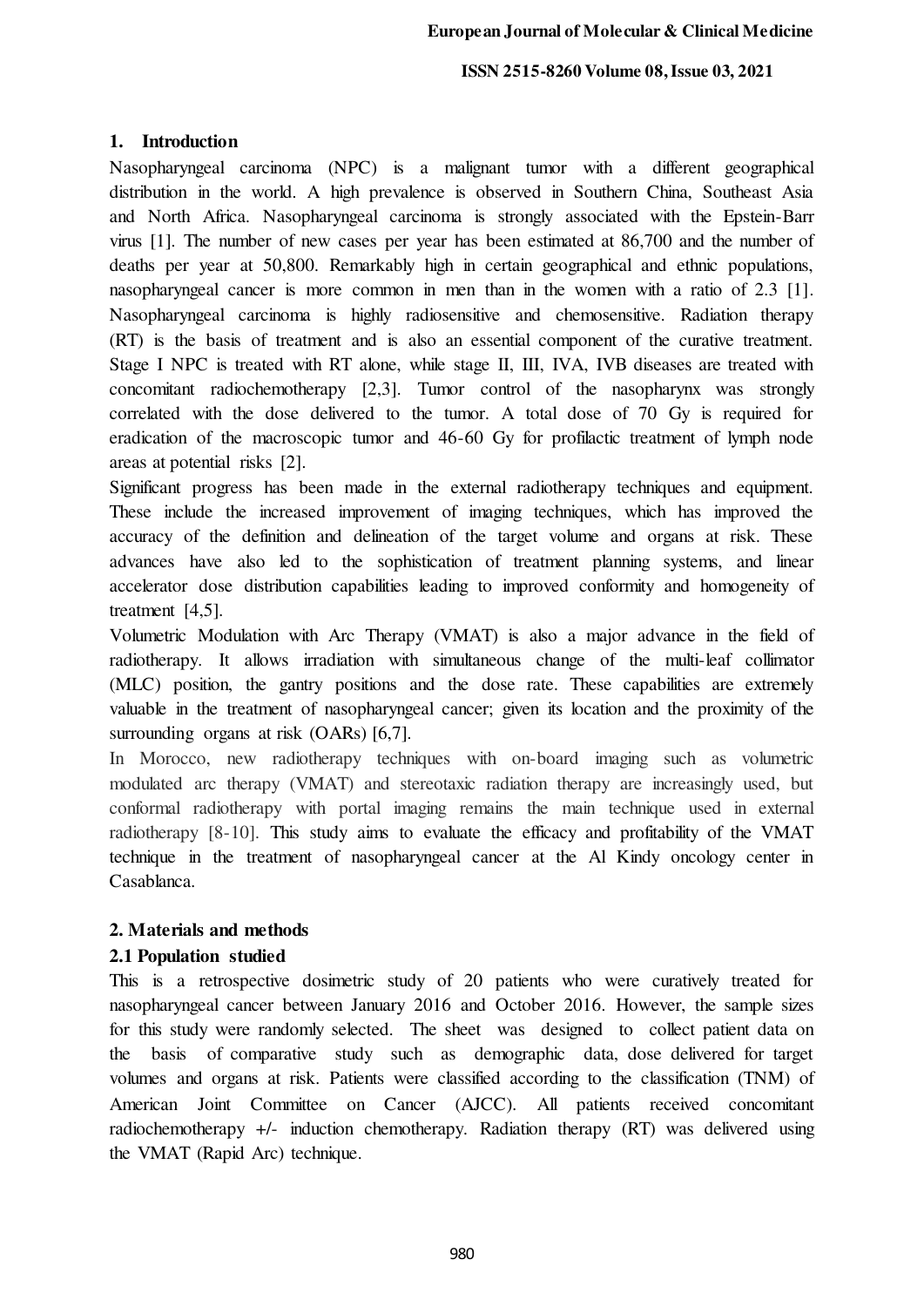## 1. Introduction

Nasopharyngeal carcinoma (NPC) is a malignant tumor with a different geographical distribution in the world. A high prevalence is observed in Southern China, Southeast Asia and North Africa. Nasopharyngeal carcinoma is strongly associated with the Epstein-Barr virus [1]. The number of new cases per year has been estimated at 86,700 and the number of deaths per year at 50,800. Remarkably high in certain geographical and ethnic populations, nasopharyngeal cancer is more common in men than in the women with a ratio of 2.3 [1]. Nasopharyngeal carcinoma is highly radiosensitive and chemosensitive. Radiation therapy (RT) is the basis of treatment and is also an essential component of the curative treatment. Stage I NPC is treated with RT alone, while stage II, III, IVA, IVB diseases are treated with concomitant radiochemotherapy [2,3]. Tumor control of the nasopharynx was strongly correlated with the dose delivered to the tumor. A total dose of 70 Gy is required for eradication of the macroscopic tumor and 46-60 Gy for profilactic treatment of lymph node areas at potential risks [2].

Significant progress has been made in the external radiotherapy techniques and equipment. These include the increased improvement of imaging techniques, which has improved the accuracy of the definition and delineation of the target volume and organs at risk. These advances have also led to the sophistication of treatment planning systems, and linear accelerator dose distribution capabilities leading to improved conformity and homogeneity of treatment [4,5].

Volumetric Modulation with Arc Therapy (VMAT) is also a major advance in the field of radiotherapy. It allows irradiation with simultaneous change of the multi-leaf collimator (MLC) position, the gantry positions and the dose rate. These capabilities are extremely valuable in the treatment of nasopharyngeal cancer; given its location and the proximity of the surrounding organs at risk (OARs) [6,7].

In Morocco, new radiotherapy techniques with on-board imaging such as volumetric modulated arc therapy (VMAT) and stereotaxic radiation therapy are increasingly used, but conformal radiotherapy with portal imaging remains the main technique used in external radiotherapy [8-10]. This study aims to evaluate the efficacy and profitability of the VMAT technique in the treatment of nasopharyngeal cancer at the Al Kindy oncology center in Casablanca.

## 2. Materials and methods

### 2.1 Population studied

This is a retrospective dosimetric study of 20 patients who were curatively treated for nasopharyngeal cancer between January 2016 and October 2016. However, the sample sizes for this study were randomly selected. The sheet was designed to collect patient data on the basis of comparative study such as demographic data, dose delivered for target volumes and organs at risk. Patients were classified according to the classification (TNM) of American Joint Committee on Cancer (AJCC). All patients received concomitant radiochemotherapy +/- induction chemotherapy. Radiation therapy (RT) was delivered using the VMAT (Rapid Arc) technique.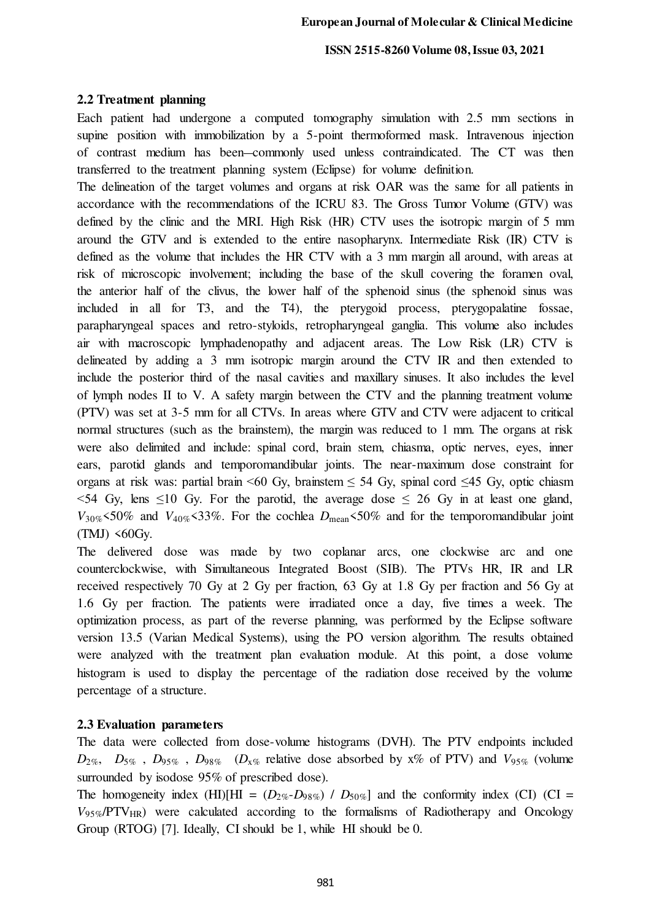## 2.2 Treatment planning

Each patient had undergone a computed tomography simulation with 2.5 mm sections in supine position with immobilization by a 5-point thermoformed mask. Intravenous injection of contrast medium has been commonly used unless contraindicated. The CT was then transferred to the treatment planning system (Eclipse) for volume definition.

The delineation of the target volumes and organs at risk OAR was the same for all patients in accordance with the recommendations of the ICRU 83. The Gross Tumor Volume (GTV) was defined by the clinic and the MRI. High Risk (HR) CTV uses the isotropic margin of 5 mm around the GTV and is extended to the entire nasopharynx. Intermediate Risk (IR) CTV is defined as the volume that includes the HR CTV with a 3 mm margin all around, with areas at risk of microscopic involvement; including the base of the skull covering the foramen oval, the anterior half of the clivus, the lower half of the sphenoid sinus (the sphenoid sinus was included in all for T3, and the T4), the pterygoid process, pterygopalatine fossae, parapharyngeal spaces and retro-styloids, retropharyngeal ganglia. This volume also includes air with macroscopic lymphadenopathy and adjacent areas. The Low Risk (LR) CTV is delineated by adding a 3 mm isotropic margin around the CTV IR and then extended to include the posterior third of the nasal cavities and maxillary sinuses. It also includes the level of lymph nodes II to V. A safety margin between the CTV and the planning treatment volume (PTV) was set at 3-5 mm for all CTVs. In areas where GTV and CTV were adjacent to critical normal structures (such as the brainstem), the margin was reduced to 1 mm. The organs at risk were also delimited and include: spinal cord, brain stem, chiasma, optic nerves, eyes, inner ears, parotid glands and temporomandibular joints. The near-maximum dose constraint for organs at risk was: partial brain <60 Gy, brainstem ≤ 54 Gy, spinal cord ≤45 Gy, optic chiasm <54 Gy, lens ≤10 Gy. For the parotid, the average dose ≤ 26 Gy in at least one gland, $V_{30\%}$<50% and $V_{40\%}$<33%. For the cochlea $D_{\text{mean}}$<50% and for the temporomandibular joint (TMJ) <60Gy.

The delivered dose was made by two coplanar arcs, one clockwise arc and one counterclockwise, with Simultaneous Integrated Boost (SIB). The PTVs HR, IR and LR received respectively 70 Gy at 2 Gy per fraction, 63 Gy at 1.8 Gy per fraction and 56 Gy at 1.6 Gy per fraction. The patients were irradiated once a day, five times a week. The optimization process, as part of the reverse planning, was performed by the Eclipse software version 13.5 (Varian Medical Systems), using the PO version algorithm. The results obtained were analyzed with the treatment plan evaluation module. At this point, a dose volume histogram is used to display the percentage of the radiation dose received by the volume percentage of a structure.

## 2.3 Evaluation parameters

The data were collected from dose-volume histograms (DVH). The PTV endpoints included $D_{2\%}$, $D_{5\%}$, $D_{95\%}$, $D_{98\%}$ ($D_{x\%}$ relative dose absorbed by x% of PTV) and $V_{95\%}$ (volume surrounded by isodose 95% of prescribed dose).

The homogeneity index (HI)[HI = ($D_{2\%}$-$D_{98\%}$) / $D_{50\%}$] and the conformity index (CI) (CI = $V_{95\%}$/$PTV_{HR}$) were calculated according to the formalisms of Radiotherapy and Oncology Group (RTOG) [7]. Ideally, CI should be 1, while HI should be 0.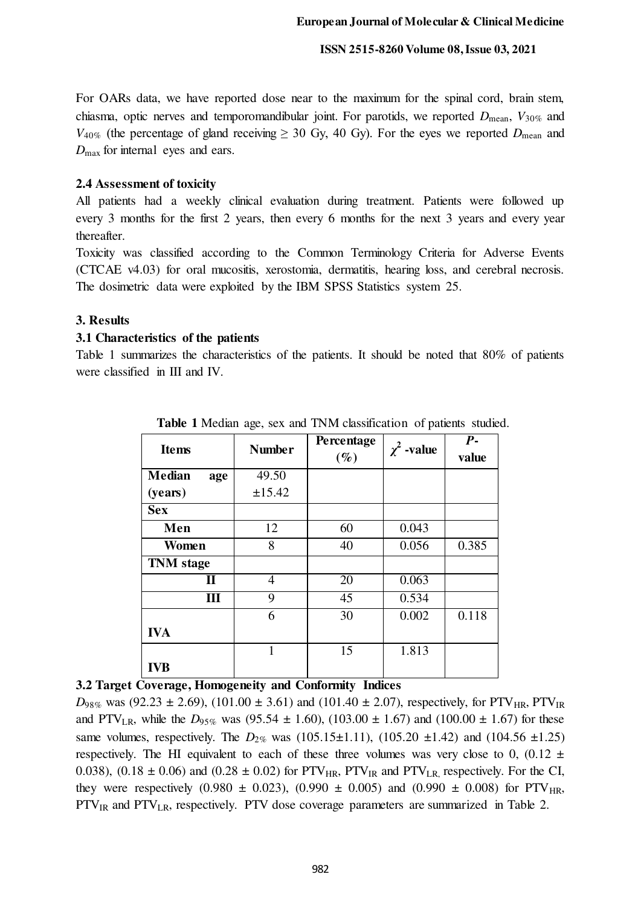For OARs data, we have reported dose near to the maximum for the spinal cord, brain stem, chiasma, optic nerves and temporomandibular joint. For parotids, we reported $D_{\text{mean}}$, $V_{30\%}$ and $V_{40\%}$ (the percentage of gland receiving ≥ 30 Gy, 40 Gy). For the eyes we reported $D_{\text{mean}}$ and $D_{\text{max}}$ for internal eyes and ears.

### 2.4 Assessment of toxicity

All patients had a weekly clinical evaluation during treatment. Patients were followed up every 3 months for the first 2 years, then every 6 months for the next 3 years and every year thereafter.

Toxicity was classified according to the Common Terminology Criteria for Adverse Events (CTCAE v4.03) for oral mucositis, xerostomia, dermatitis, hearing loss, and cerebral necrosis. The dosimetric data were exploited by the IBM SPSS Statistics system 25.

## 3. Results

### 3.1 Characteristics of the patients

Table 1 summarizes the characteristics of the patients. It should be noted that 80% of patients were classified in III and IV.

**Table 1** Median age, sex and TNM classification of patients studied.

| Items | Number | Percentage (%) | $\chi^2$ -value | *P*-value |
|---|---|---|---|---|
| **Median age (years)** | 49.50 ±15.42 | | | |
| **Sex** | | | | |
| **Men** | 12 | 60 | 0.043 | |
| **Women** | 8 | 40 | 0.056 | 0.385 |
| **TNM stage** | | | | |
| **II** | 4 | 20 | 0.063 | |
| **III** | 9 | 45 | 0.534 | |
| **IVA** | 6 | 30 | 0.002 | 0.118 |
| **IVB** | 1 | 15 | 1.813 | |

### 3.2 Target Coverage, Homogeneity and Conformity Indices

$D_{98\%}$ was (92.23 ± 2.69), (101.00 ± 3.61) and (101.40 ± 2.07), respectively, for $PTV_{HR}$, $PTV_{IR}$ and $PTV_{LR}$, while the $D_{95\%}$ was (95.54 ± 1.60), (103.00 ± 1.67) and (100.00 ± 1.67) for these same volumes, respectively. The $D_{2\%}$ was (105.15±1.11), (105.20 ±1.42) and (104.56 ±1.25) respectively. The HI equivalent to each of these three volumes was very close to 0, (0.12 ± 0.038), (0.18 ± 0.06) and (0.28 ± 0.02) for $PTV_{HR}$, $PTV_{IR}$ and $PTV_{LR}$, respectively. For the CI, they were respectively (0.980 ± 0.023), (0.990 ± 0.005) and (0.990 ± 0.008) for $PTV_{HR}$, $PTV_{IR}$ and $PTV_{LR}$, respectively. PTV dose coverage parameters are summarized in Table 2.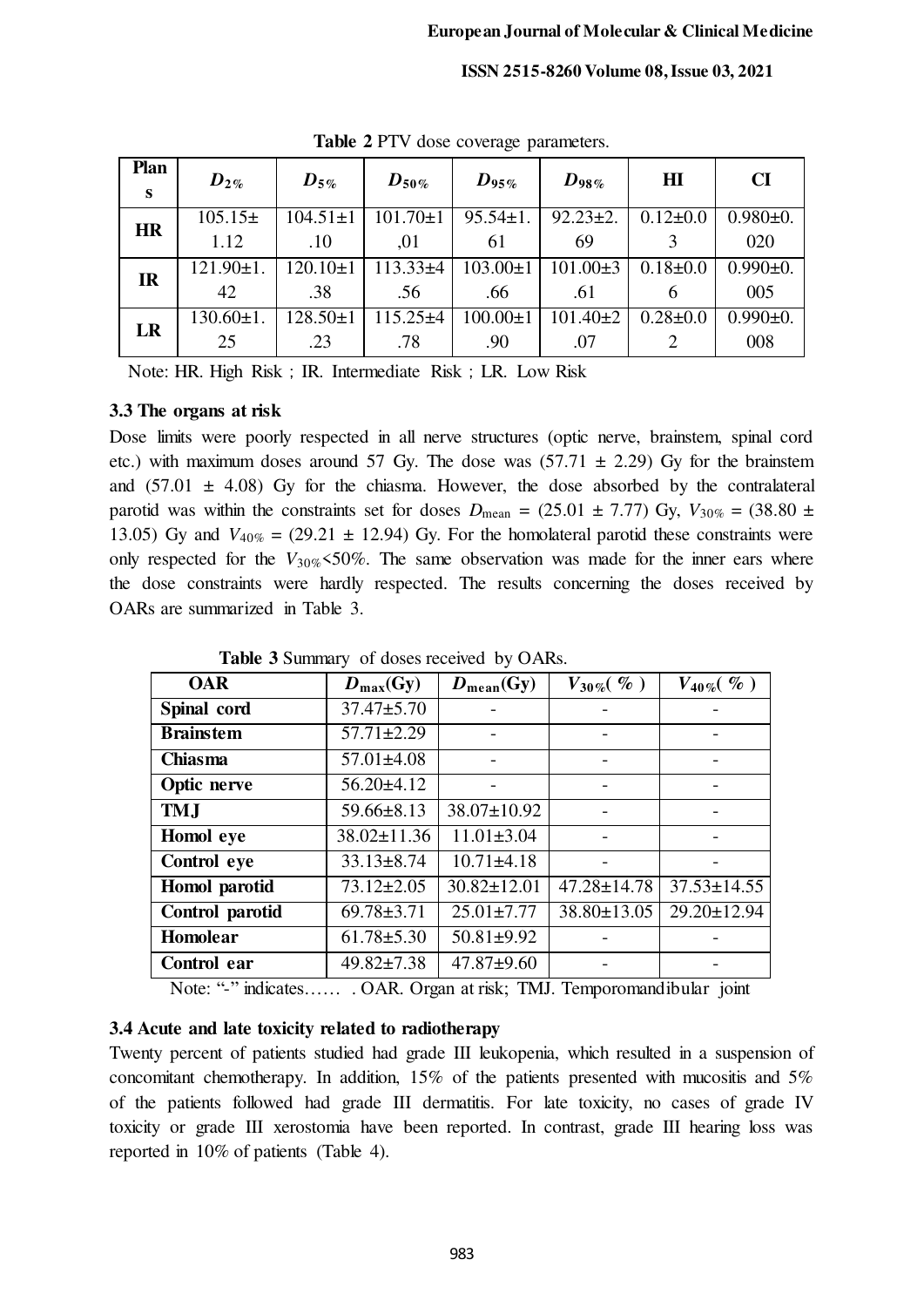**Table 2** PTV dose coverage parameters.

| Plans | $D_{2\%}$ | $D_{5\%}$ | $D_{50\%}$ | $D_{95\%}$ | $D_{98\%}$ | HI | CI |
|---|---|---|---|---|---|---|---|
| **HR** | 105.15±1.12 | 104.51±1.10 | 101.70±1,01 | 95.54±1.61 | 92.23±2.69 | 0.12±0.03 | 0.980±0.020 |
| **IR** | 121.90±1.42 | 120.10±1.38 | 113.33±4.56 | 103.00±1.66 | 101.00±3.61 | 0.18±0.06 | 0.990±0.005 |
| **LR** | 130.60±1.25 | 128.50±1.23 | 115.25±4.78 | 100.00±1.90 | 101.40±2.07 | 0.28±0.02 | 0.990±0.008 |

Note: HR. High Risk ; IR. Intermediate Risk ; LR. Low Risk

### 3.3 The organs at risk

Dose limits were poorly respected in all nerve structures (optic nerve, brainstem, spinal cord etc.) with maximum doses around 57 Gy. The dose was (57.71 ± 2.29) Gy for the brainstem and (57.01 ± 4.08) Gy for the chiasma. However, the dose absorbed by the contralateral parotid was within the constraints set for doses $D_{\text{mean}}$ = (25.01 ± 7.77) Gy, $V_{30\%}$ = (38.80 ± 13.05) Gy and $V_{40\%}$ = (29.21 ± 12.94) Gy. For the homolateral parotid these constraints were only respected for the $V_{30\%}$<50%. The same observation was made for the inner ears where the dose constraints were hardly respected. The results concerning the doses received by OARs are summarized in Table 3.

**Table 3** Summary of doses received by OARs.

| OAR | $D_{\text{max}}$(Gy) | $D_{\text{mean}}$(Gy) | $V_{30\%}$( % ) | $V_{40\%}$( % ) |
|---|---|---|---|---|
| **Spinal cord** | 37.47±5.70 | - | - | - |
| **Brainstem** | 57.71±2.29 | - | - | - |
| **Chiasma** | 57.01±4.08 | - | - | - |
| **Optic nerve** | 56.20±4.12 | - | - | - |
| **TMJ** | 59.66±8.13 | 38.07±10.92 | - | - |
| **Homol eye** | 38.02±11.36 | 11.01±3.04 | - | - |
| **Control eye** | 33.13±8.74 | 10.71±4.18 | - | - |
| **Homol parotid** | 73.12±2.05 | 30.82±12.01 | 47.28±14.78 | 37.53±14.55 |
| **Control parotid** | 69.78±3.71 | 25.01±7.77 | 38.80±13.05 | 29.20±12.94 |
| **Homolear** | 61.78±5.30 | 50.81±9.92 | - | - |
| **Control ear** | 49.82±7.38 | 47.87±9.60 | - | - |

Note: "-" indicates…… . OAR. Organ at risk; TMJ. Temporomandibular joint

### 3.4 Acute and late toxicity related to radiotherapy

Twenty percent of patients studied had grade III leukopenia, which resulted in a suspension of concomitant chemotherapy. In addition, 15% of the patients presented with mucositis and 5% of the patients followed had grade III dermatitis. For late toxicity, no cases of grade IV toxicity or grade III xerostomia have been reported. In contrast, grade III hearing loss was reported in 10% of patients (Table 4).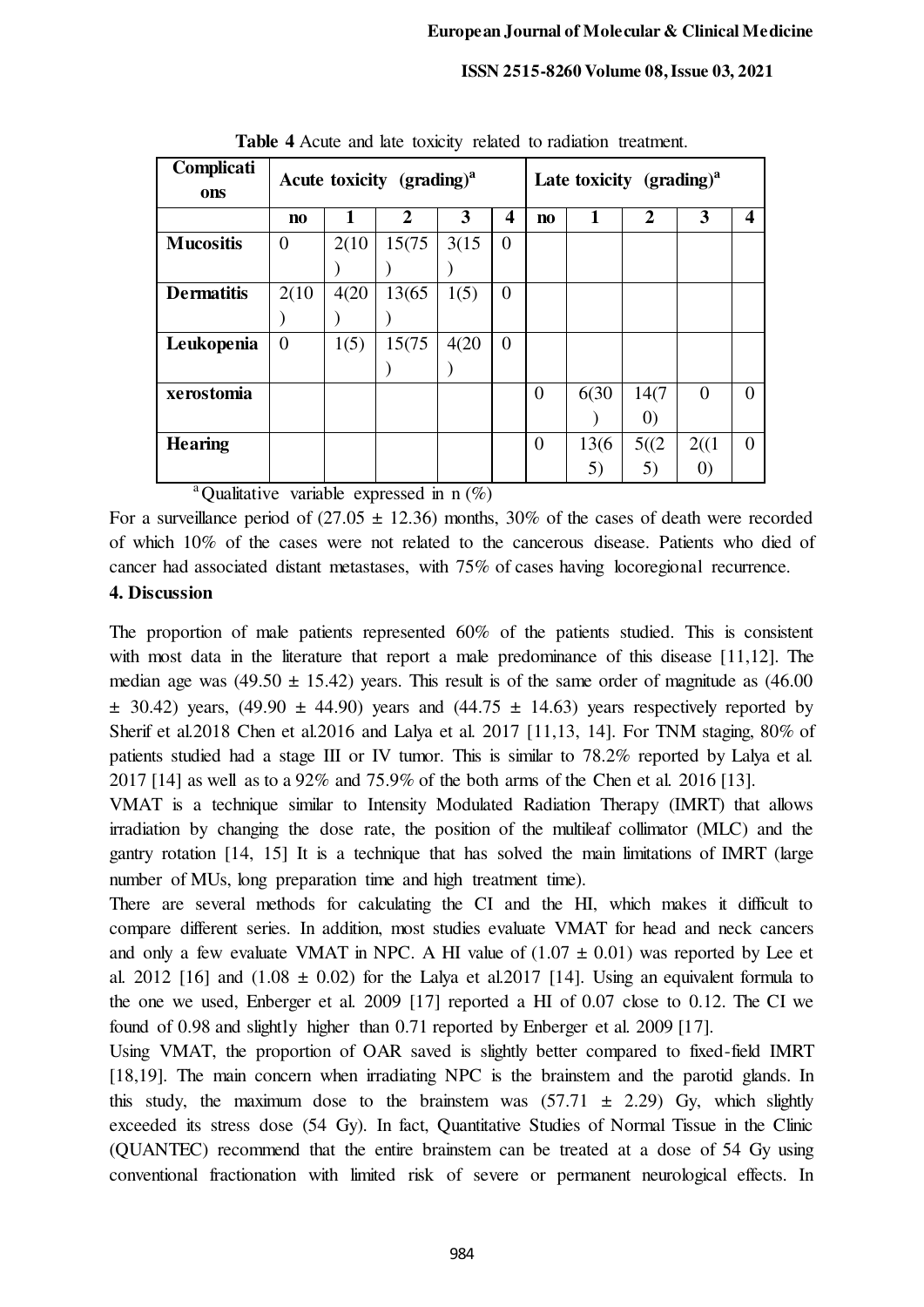**Table 4** Acute and late toxicity related to radiation treatment.

| Complications | Acute toxicity (grading)[a] | | | | | Late toxicity (grading)[a] | | | | |
|---|---|---|---|---|---|---|---|---|---|---|
| | no | 1 | 2 | 3 | 4 | no | 1 | 2 | 3 | 4 |
| **Mucositis** | 0 | 2(10) | 15(75) | 3(15) | 0 | | | | | |
| **Dermatitis** | 2(10) | 4(20) | 13(65) | 1(5) | 0 | | | | | |
| **Leukopenia** | 0 | 1(5) | 15(75) | 4(20) | 0 | | | | | |
| **xerostomia** | | | | | | 0 | 6(30) | 14(70) | 0 | 0 |
| **Hearing** | | | | | | 0 | 13(65) | 5((25) | 2((10) | 0 |

[a] Qualitative variable expressed in n (%)

For a surveillance period of (27.05 ± 12.36) months, 30% of the cases of death were recorded of which 10% of the cases were not related to the cancerous disease. Patients who died of cancer had associated distant metastases, with 75% of cases having locoregional recurrence.

## 4. Discussion

The proportion of male patients represented 60% of the patients studied. This is consistent with most data in the literature that report a male predominance of this disease [11,12]. The median age was (49.50 ± 15.42) years. This result is of the same order of magnitude as (46.00 ± 30.42) years, (49.90 ± 44.90) years and (44.75 ± 14.63) years respectively reported by Sherif et al.2018 Chen et al.2016 and Lalya et al. 2017 [11,13, 14]. For TNM staging, 80% of patients studied had a stage III or IV tumor. This is similar to 78.2% reported by Lalya et al. 2017 [14] as well as to a 92% and 75.9% of the both arms of the Chen et al. 2016 [13].

VMAT is a technique similar to Intensity Modulated Radiation Therapy (IMRT) that allows irradiation by changing the dose rate, the position of the multileaf collimator (MLC) and the gantry rotation [14, 15] It is a technique that has solved the main limitations of IMRT (large number of MUs, long preparation time and high treatment time).

There are several methods for calculating the CI and the HI, which makes it difficult to compare different series. In addition, most studies evaluate VMAT for head and neck cancers and only a few evaluate VMAT in NPC. A HI value of (1.07 ± 0.01) was reported by Lee et al. 2012 [16] and (1.08 ± 0.02) for the Lalya et al.2017 [14]. Using an equivalent formula to the one we used, Enberger et al. 2009 [17] reported a HI of 0.07 close to 0.12. The CI we found of 0.98 and slightly higher than 0.71 reported by Enberger et al. 2009 [17].

Using VMAT, the proportion of OAR saved is slightly better compared to fixed-field IMRT [18,19]. The main concern when irradiating NPC is the brainstem and the parotid glands. In this study, the maximum dose to the brainstem was (57.71 ± 2.29) Gy, which slightly exceeded its stress dose (54 Gy). In fact, Quantitative Studies of Normal Tissue in the Clinic (QUANTEC) recommend that the entire brainstem can be treated at a dose of 54 Gy using conventional fractionation with limited risk of severe or permanent neurological effects. In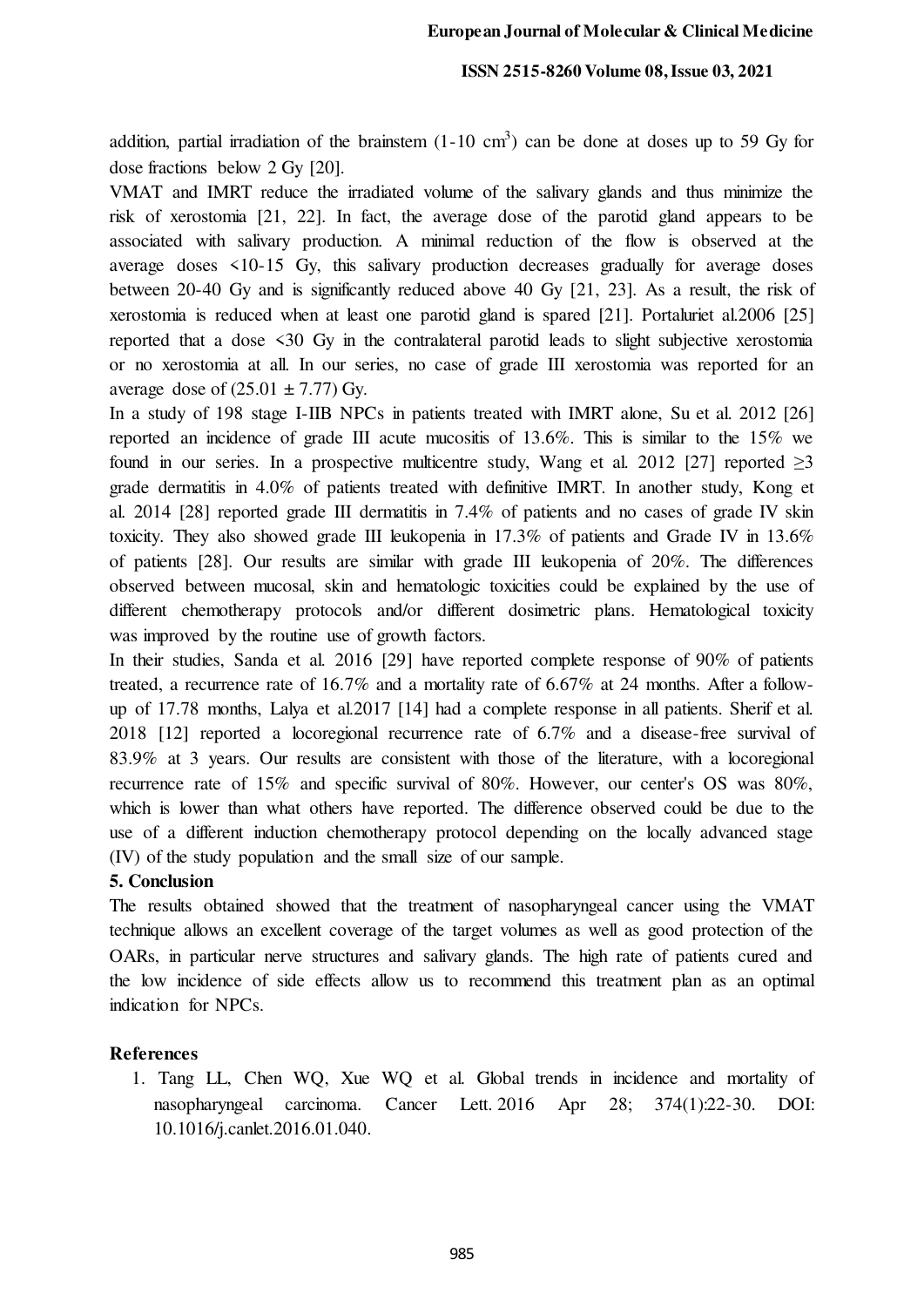addition, partial irradiation of the brainstem (1-10 $cm^3$) can be done at doses up to 59 Gy for dose fractions below 2 Gy [20].

VMAT and IMRT reduce the irradiated volume of the salivary glands and thus minimize the risk of xerostomia [21, 22]. In fact, the average dose of the parotid gland appears to be associated with salivary production. A minimal reduction of the flow is observed at the average doses <10-15 Gy, this salivary production decreases gradually for average doses between 20-40 Gy and is significantly reduced above 40 Gy [21, 23]. As a result, the risk of xerostomia is reduced when at least one parotid gland is spared [21]. Portaluriet al.2006 [25] reported that a dose <30 Gy in the contralateral parotid leads to slight subjective xerostomia or no xerostomia at all. In our series, no case of grade III xerostomia was reported for an average dose of ($25.01 \pm 7.77$) Gy.

In a study of 198 stage I-IIB NPCs in patients treated with IMRT alone, Su et al. 2012 [26] reported an incidence of grade III acute mucositis of 13.6%. This is similar to the 15% we found in our series. In a prospective multicentre study, Wang et al. 2012 [27] reported $\geq 3$ grade dermatitis in 4.0% of patients treated with definitive IMRT. In another study, Kong et al. 2014 [28] reported grade III dermatitis in 7.4% of patients and no cases of grade IV skin toxicity. They also showed grade III leukopenia in 17.3% of patients and Grade IV in 13.6% of patients [28]. Our results are similar with grade III leukopenia of 20%. The differences observed between mucosal, skin and hematologic toxicities could be explained by the use of different chemotherapy protocols and/or different dosimetric plans. Hematological toxicity was improved by the routine use of growth factors.

In their studies, Sanda et al. 2016 [29] have reported complete response of 90% of patients treated, a recurrence rate of 16.7% and a mortality rate of 6.67% at 24 months. After a follow-up of 17.78 months, Lalya et al.2017 [14] had a complete response in all patients. Sherif et al. 2018 [12] reported a locoregional recurrence rate of 6.7% and a disease-free survival of 83.9% at 3 years. Our results are consistent with those of the literature, with a locoregional recurrence rate of 15% and specific survival of 80%. However, our center's OS was 80%, which is lower than what others have reported. The difference observed could be due to the use of a different induction chemotherapy protocol depending on the locally advanced stage (IV) of the study population and the small size of our sample.

## 5. Conclusion

The results obtained showed that the treatment of nasopharyngeal cancer using the VMAT technique allows an excellent coverage of the target volumes as well as good protection of the OARs, in particular nerve structures and salivary glands. The high rate of patients cured and the low incidence of side effects allow us to recommend this treatment plan as an optimal indication for NPCs.

## References

1. Tang LL, Chen WQ, Xue WQ et al. Global trends in incidence and mortality of nasopharyngeal carcinoma. Cancer Lett. 2016 Apr 28; 374(1):22-30. DOI: 10.1016/j.canlet.2016.01.040.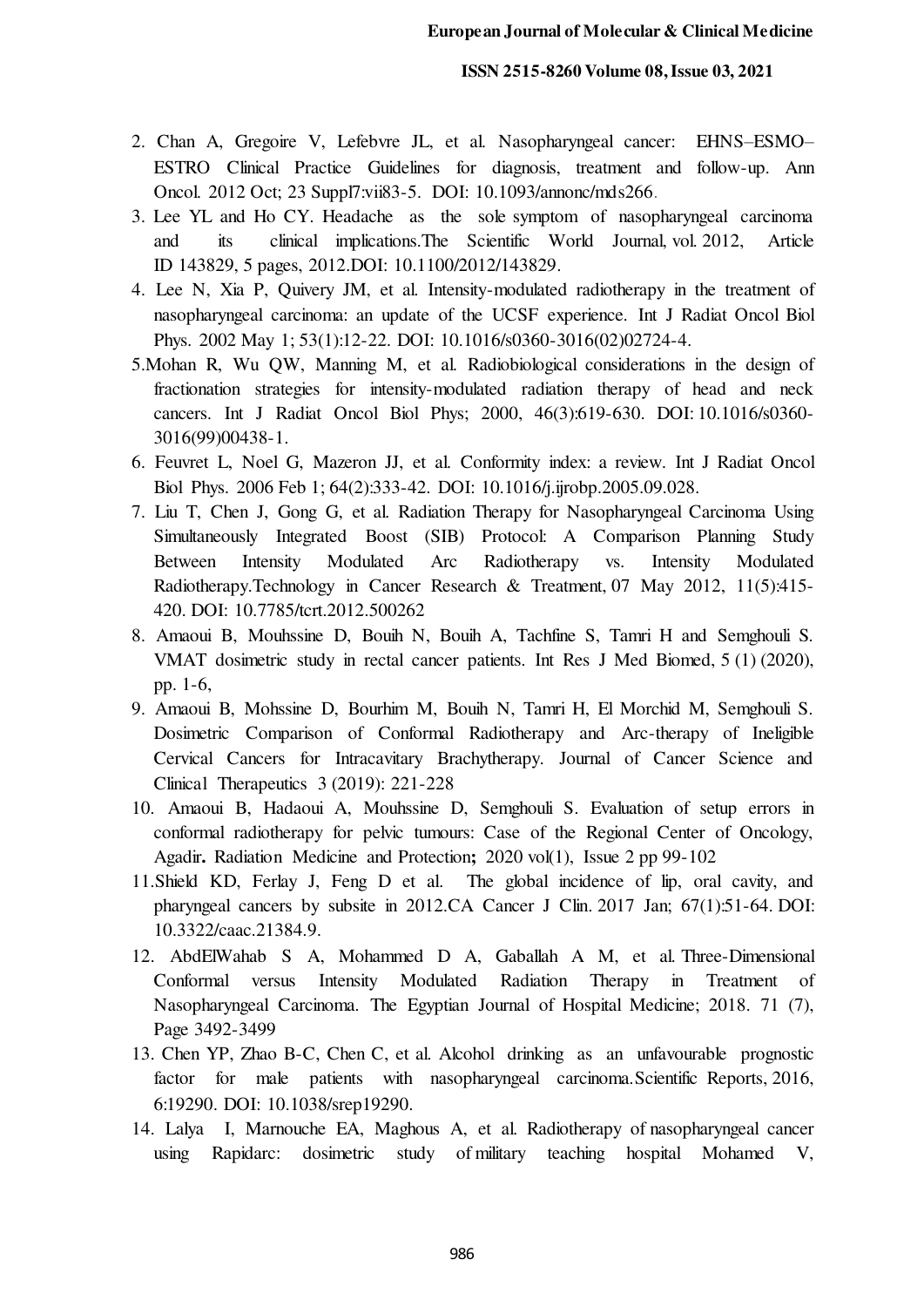2. Chan A, Gregoire V, Lefebvre JL, et al. Nasopharyngeal cancer: EHNS–ESMO–ESTRO Clinical Practice Guidelines for diagnosis, treatment and follow-up. Ann Oncol. 2012 Oct; 23 Suppl7:vii83-5. DOI: 10.1093/annonc/mds266.
3. Lee YL and Ho CY. Headache as the sole symptom of nasopharyngeal carcinoma and its clinical implications.The Scientific World Journal, vol. 2012, Article ID 143829, 5 pages, 2012.DOI: 10.1100/2012/143829.
4. Lee N, Xia P, Quivery JM, et al. Intensity-modulated radiotherapy in the treatment of nasopharyngeal carcinoma: an update of the UCSF experience. Int J Radiat Oncol Biol Phys. 2002 May 1; 53(1):12-22. DOI: 10.1016/s0360-3016(02)02724-4.
5. Mohan R, Wu QW, Manning M, et al. Radiobiological considerations in the design of fractionation strategies for intensity-modulated radiation therapy of head and neck cancers. Int J Radiat Oncol Biol Phys; 2000, 46(3):619-630. DOI: 10.1016/s0360-3016(99)00438-1.
6. Feuvret L, Noel G, Mazeron JJ, et al. Conformity index: a review. Int J Radiat Oncol Biol Phys. 2006 Feb 1; 64(2):333-42. DOI: 10.1016/j.ijrobp.2005.09.028.
7. Liu T, Chen J, Gong G, et al. Radiation Therapy for Nasopharyngeal Carcinoma Using Simultaneously Integrated Boost (SIB) Protocol: A Comparison Planning Study Between Intensity Modulated Arc Radiotherapy vs. Intensity Modulated Radiotherapy.Technology in Cancer Research & Treatment, 07 May 2012, 11(5):415-420. DOI: 10.7785/tcrt.2012.500262
8. Amaoui B, Mouhssine D, Bouih N, Bouih A, Tachfine S, Tamri H and Semghouli S. VMAT dosimetric study in rectal cancer patients. Int Res J Med Biomed, 5 (1) (2020), pp. 1-6,
9. Amaoui B, Mohssine D, Bourhim M, Bouih N, Tamri H, El Morchid M, Semghouli S. Dosimetric Comparison of Conformal Radiotherapy and Arc-therapy of Ineligible Cervical Cancers for Intracavitary Brachytherapy. Journal of Cancer Science and Clinical Therapeutics 3 (2019): 221-228
10. Amaoui B, Hadaoui A, Mouhssine D, Semghouli S. Evaluation of setup errors in conformal radiotherapy for pelvic tumours: Case of the Regional Center of Oncology, Agadir**.** Radiation Medicine and Protection**;** 2020 vol(1), Issue 2 pp 99-102
11. Shield KD, Ferlay J, Feng D et al. The global incidence of lip, oral cavity, and pharyngeal cancers by subsite in 2012.CA Cancer J Clin. 2017 Jan; 67(1):51-64. DOI: 10.3322/caac.21384.9.
12. AbdElWahab S A, Mohammed D A, Gaballah A M, et al. Three-Dimensional Conformal versus Intensity Modulated Radiation Therapy in Treatment of Nasopharyngeal Carcinoma. The Egyptian Journal of Hospital Medicine; 2018. 71 (7), Page 3492-3499
13. Chen YP, Zhao B-C, Chen C, et al. Alcohol drinking as an unfavourable prognostic factor for male patients with nasopharyngeal carcinoma.Scientific Reports, 2016, 6:19290. DOI: 10.1038/srep19290.
14. Lalya I, Marnouche EA, Maghous A, et al. Radiotherapy of nasopharyngeal cancer using Rapidarc: dosimetric study of military teaching hospital Mohamed V,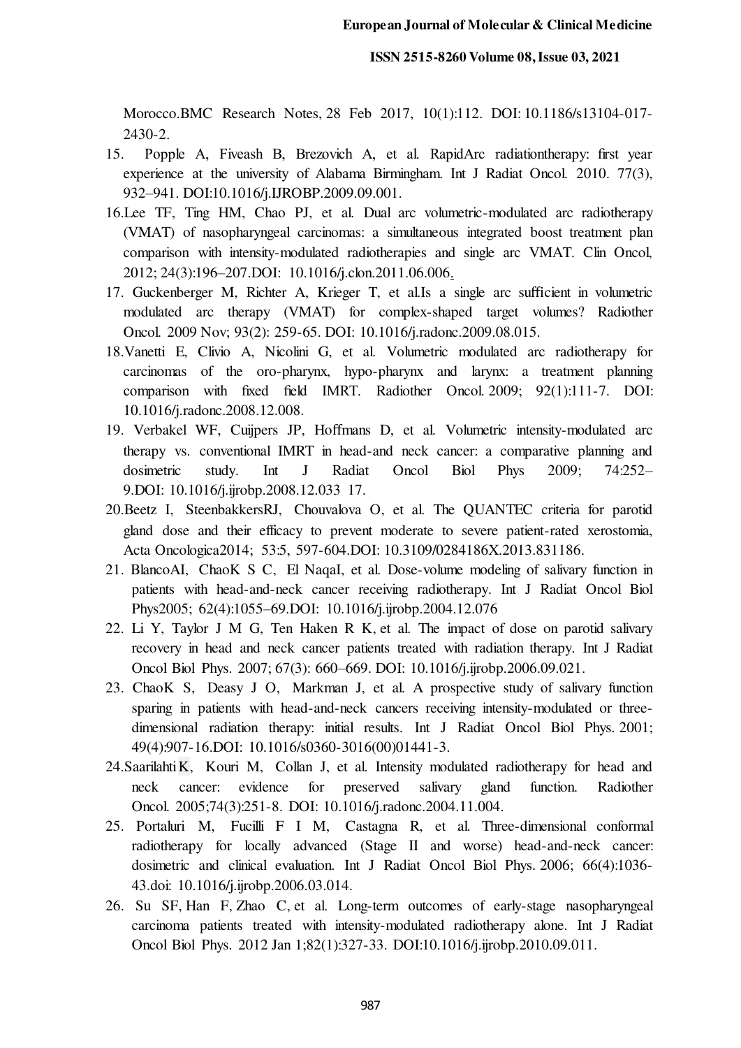Morocco.BMC Research Notes, 28 Feb 2017, 10(1):112. DOI: 10.1186/s13104-017-2430-2.

15. Popple A, Fiveash B, Brezovich A, et al. RapidArc radiationtherapy: first year experience at the university of Alabama Birmingham. Int J Radiat Oncol. 2010. 77(3), 932–941. DOI:10.1016/j.IJROBP.2009.09.001.

16. Lee TF, Ting HM, Chao PJ, et al. Dual arc volumetric-modulated arc radiotherapy (VMAT) of nasopharyngeal carcinomas: a simultaneous integrated boost treatment plan comparison with intensity-modulated radiotherapies and single arc VMAT. Clin Oncol, 2012; 24(3):196–207.DOI: 10.1016/j.clon.2011.06.006.

17. Guckenberger M, Richter A, Krieger T, et al.Is a single arc sufficient in volumetric modulated arc therapy (VMAT) for complex-shaped target volumes? Radiother Oncol. 2009 Nov; 93(2): 259-65. DOI: 10.1016/j.radonc.2009.08.015.

18. Vanetti E, Clivio A, Nicolini G, et al. Volumetric modulated arc radiotherapy for carcinomas of the oro-pharynx, hypo-pharynx and larynx: a treatment planning comparison with fixed field IMRT. Radiother Oncol. 2009; 92(1):111-7. DOI: 10.1016/j.radonc.2008.12.008.

19. Verbakel WF, Cuijpers JP, Hoffmans D, et al. Volumetric intensity-modulated arc therapy vs. conventional IMRT in head-and neck cancer: a comparative planning and dosimetric study. Int J Radiat Oncol Biol Phys 2009; 74:252–9.DOI: 10.1016/j.ijrobp.2008.12.033 17.

20. Beetz I, SteenbakkersRJ, Chouvalova O, et al. The QUANTEC criteria for parotid gland dose and their efficacy to prevent moderate to severe patient-rated xerostomia, Acta Oncologica2014; 53:5, 597-604.DOI: 10.3109/0284186X.2013.831186.

21. BlancoAI, ChaoK S C, El NaqaI, et al. Dose-volume modeling of salivary function in patients with head-and-neck cancer receiving radiotherapy. Int J Radiat Oncol Biol Phys2005; 62(4):1055–69.DOI: 10.1016/j.ijrobp.2004.12.076

22. Li Y, Taylor J M G, Ten Haken R K, et al. The impact of dose on parotid salivary recovery in head and neck cancer patients treated with radiation therapy. Int J Radiat Oncol Biol Phys. 2007; 67(3): 660–669. DOI: 10.1016/j.ijrobp.2006.09.021.

23. ChaoK S, Deasy J O, Markman J, et al. A prospective study of salivary function sparing in patients with head-and-neck cancers receiving intensity-modulated or three-dimensional radiation therapy: initial results. Int J Radiat Oncol Biol Phys. 2001; 49(4):907-16.DOI: 10.1016/s0360-3016(00)01441-3.

24. Saarilahti K, Kouri M, Collan J, et al. Intensity modulated radiotherapy for head and neck cancer: evidence for preserved salivary gland function. Radiother Oncol. 2005;74(3):251-8. DOI: 10.1016/j.radonc.2004.11.004.

25. Portaluri M, Fucilli F I M, Castagna R, et al. Three-dimensional conformal radiotherapy for locally advanced (Stage II and worse) head-and-neck cancer: dosimetric and clinical evaluation. Int J Radiat Oncol Biol Phys. 2006; 66(4):1036-43.doi: 10.1016/j.ijrobp.2006.03.014.

26. Su SF, Han F, Zhao C, et al. Long-term outcomes of early-stage nasopharyngeal carcinoma patients treated with intensity-modulated radiotherapy alone. Int J Radiat Oncol Biol Phys. 2012 Jan 1;82(1):327-33. DOI:10.1016/j.ijrobp.2010.09.011.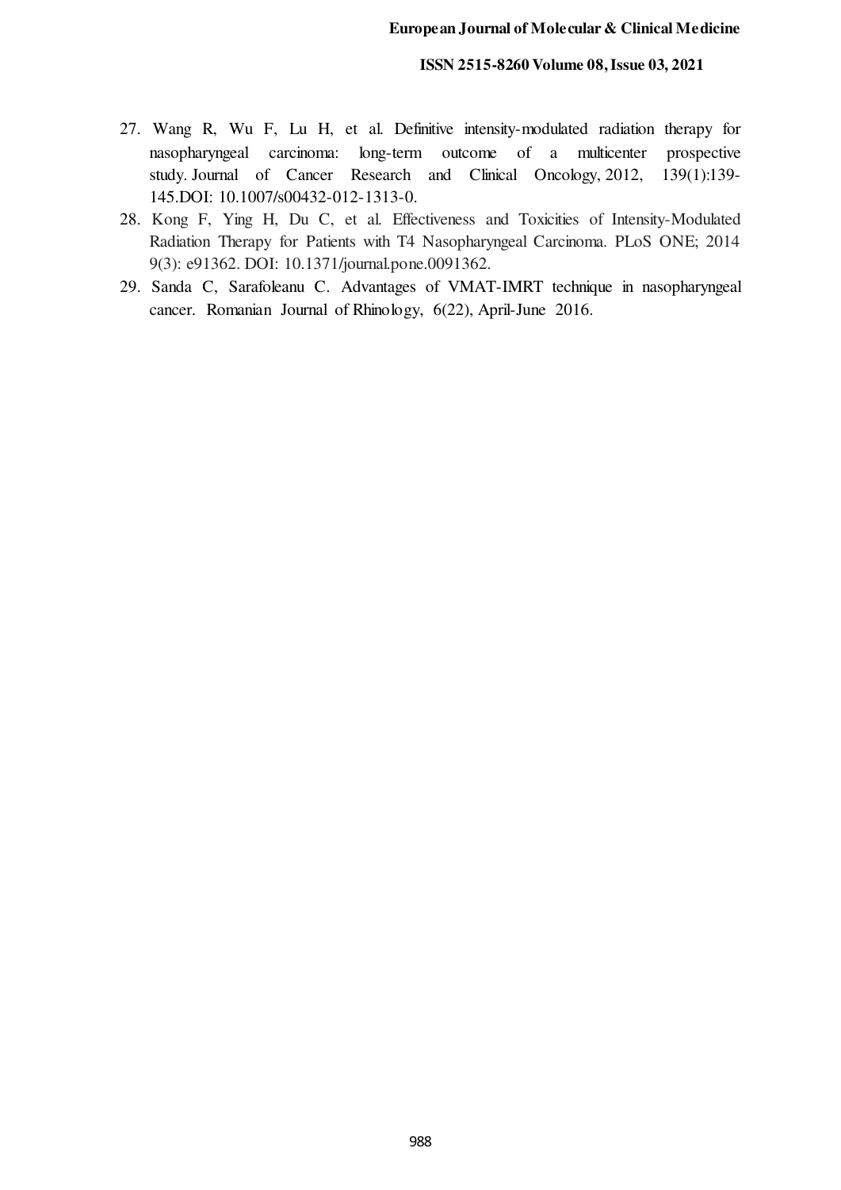27. Wang R, Wu F, Lu H, et al. Definitive intensity-modulated radiation therapy for nasopharyngeal carcinoma: long-term outcome of a multicenter prospective study. Journal of Cancer Research and Clinical Oncology, 2012, 139(1):139-145.DOI: 10.1007/s00432-012-1313-0.
28. Kong F, Ying H, Du C, et al. Effectiveness and Toxicities of Intensity-Modulated Radiation Therapy for Patients with T4 Nasopharyngeal Carcinoma. PLoS ONE; 2014 9(3): e91362. DOI: 10.1371/journal.pone.0091362.
29. Sanda C, Sarafoleanu C. Advantages of VMAT-IMRT technique in nasopharyngeal cancer. Romanian Journal of Rhinology, 6(22), April-June 2016.